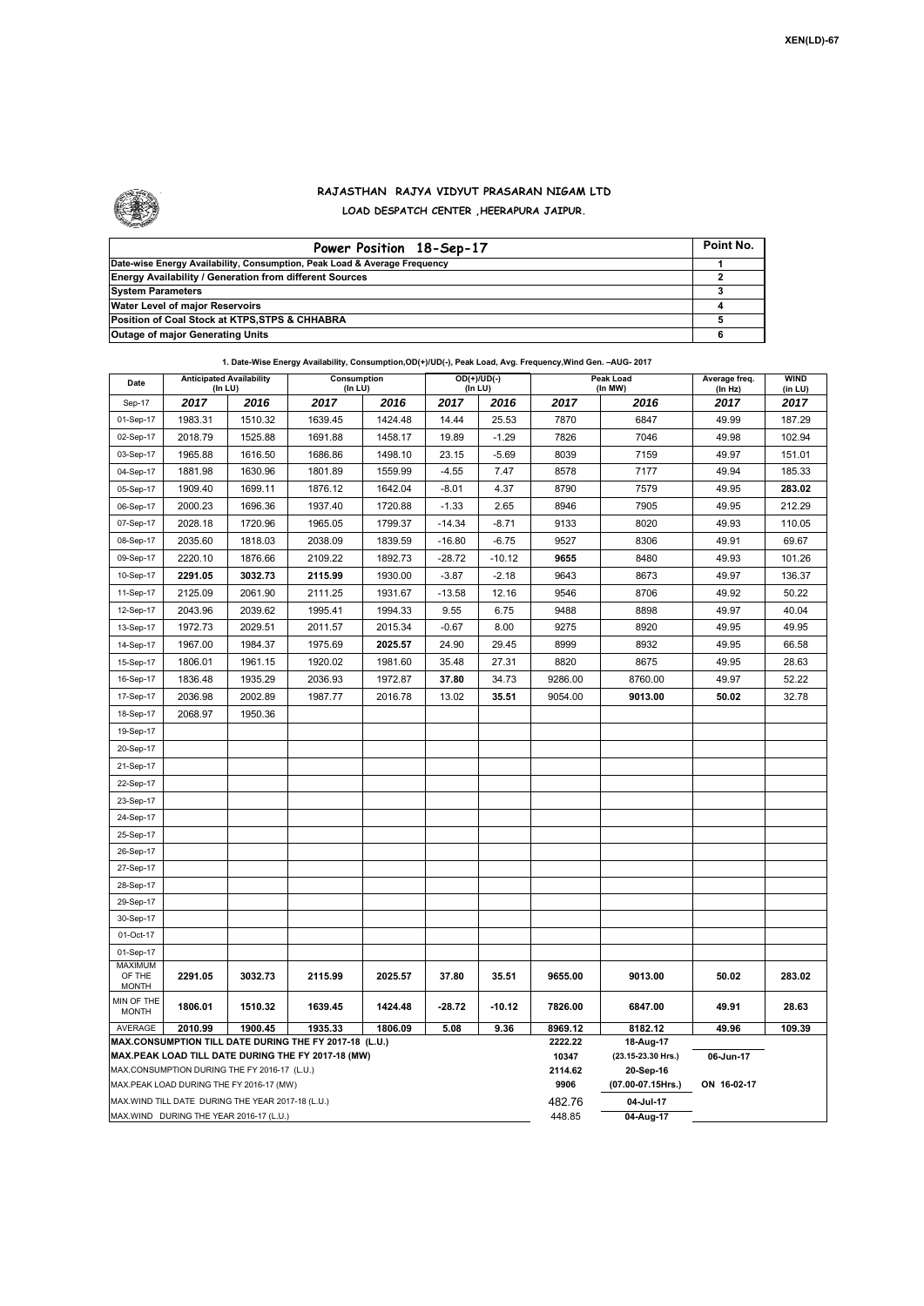XEN(LD)-67

# RAJASTHAN RAJYA VIDYUT PRASARAN NIGAM LTD

## LOAD DESPATCH CENTER ,HEERAPURA JAIPUR.

| Power Position 18-Sep-17 | Point No. |
|---|---|
| Date-wise Energy Availability, Consumption, Peak Load & Average Frequency | 1 |
| Energy Availability / Generation from different Sources | 2 |
| System Parameters | 3 |
| Water Level of major Reservoirs | 4 |
| Position of Coal Stock at KTPS,STPS & CHHABRA | 5 |
| Outage of major Generating Units | 6 |

**1. Date-Wise Energy Availability, Consumption,OD(+)/UD(-), Peak Load, Avg. Frequency,Wind Gen. –AUG- 2017**

| Date | Anticipated Availability (In LU) | | Consumption (In LU) | | OD(+)/UD(-) (In LU) | | Peak Load (In MW) | | Average freq. (In Hz) | WIND (in LU) |
|---|---|---|---|---|---|---|---|---|---|---|
| Sep-17 | 2017 | 2016 | 2017 | 2016 | 2017 | 2016 | 2017 | 2016 | 2017 | 2017 |
| 01-Sep-17 | 1983.31 | 1510.32 | 1639.45 | 1424.48 | 14.44 | 25.53 | 7870 | 6847 | 49.99 | 187.29 |
| 02-Sep-17 | 2018.79 | 1525.88 | 1691.88 | 1458.17 | 19.89 | -1.29 | 7826 | 7046 | 49.98 | 102.94 |
| 03-Sep-17 | 1965.88 | 1616.50 | 1686.86 | 1498.10 | 23.15 | -5.69 | 8039 | 7159 | 49.97 | 151.01 |
| 04-Sep-17 | 1881.98 | 1630.96 | 1801.89 | 1559.99 | -4.55 | 7.47 | 8578 | 7177 | 49.94 | 185.33 |
| 05-Sep-17 | 1909.40 | 1699.11 | 1876.12 | 1642.04 | -8.01 | 4.37 | 8790 | 7579 | 49.95 | **283.02** |
| 06-Sep-17 | 2000.23 | 1696.36 | 1937.40 | 1720.88 | -1.33 | 2.65 | 8946 | 7905 | 49.95 | 212.29 |
| 07-Sep-17 | 2028.18 | 1720.96 | 1965.05 | 1799.37 | -14.34 | -8.71 | 9133 | 8020 | 49.93 | 110.05 |
| 08-Sep-17 | 2035.60 | 1818.03 | 2038.09 | 1839.59 | -16.80 | -6.75 | 9527 | 8306 | 49.91 | 69.67 |
| 09-Sep-17 | 2220.10 | 1876.66 | 2109.22 | 1892.73 | -28.72 | -10.12 | **9655** | 8480 | 49.93 | 101.26 |
| 10-Sep-17 | **2291.05** | **3032.73** | **2115.99** | 1930.00 | -3.87 | -2.18 | 9643 | 8673 | 49.97 | 136.37 |
| 11-Sep-17 | 2125.09 | 2061.90 | 2111.25 | 1931.67 | -13.58 | 12.16 | 9546 | 8706 | 49.92 | 50.22 |
| 12-Sep-17 | 2043.96 | 2039.62 | 1995.41 | 1994.33 | 9.55 | 6.75 | 9488 | 8898 | 49.97 | 40.04 |
| 13-Sep-17 | 1972.73 | 2029.51 | 2011.57 | 2015.34 | -0.67 | 8.00 | 9275 | 8920 | 49.95 | 49.95 |
| 14-Sep-17 | 1967.00 | 1984.37 | 1975.69 | **2025.57** | 24.90 | 29.45 | 8999 | 8932 | 49.95 | 66.58 |
| 15-Sep-17 | 1806.01 | 1961.15 | 1920.02 | 1981.60 | 35.48 | 27.31 | 8820 | 8675 | 49.95 | 28.63 |
| 16-Sep-17 | 1836.48 | 1935.29 | 2036.93 | 1972.87 | **37.80** | 34.73 | 9286.00 | 8760.00 | 49.97 | 52.22 |
| 17-Sep-17 | 2036.98 | 2002.89 | 1987.77 | 2016.78 | 13.02 | **35.51** | 9054.00 | **9013.00** | **50.02** | 32.78 |
| 18-Sep-17 | 2068.97 | 1950.36 | | | | | | | | |
| 19-Sep-17 | | | | | | | | | | |
| 20-Sep-17 | | | | | | | | | | |
| 21-Sep-17 | | | | | | | | | | |
| 22-Sep-17 | | | | | | | | | | |
| 23-Sep-17 | | | | | | | | | | |
| 24-Sep-17 | | | | | | | | | | |
| 25-Sep-17 | | | | | | | | | | |
| 26-Sep-17 | | | | | | | | | | |
| 27-Sep-17 | | | | | | | | | | |
| 28-Sep-17 | | | | | | | | | | |
| 29-Sep-17 | | | | | | | | | | |
| 30-Sep-17 | | | | | | | | | | |
| 01-Oct-17 | | | | | | | | | | |
| 01-Sep-17 | | | | | | | | | | |
| MAXIMUM OF THE MONTH | **2291.05** | **3032.73** | **2115.99** | **2025.57** | **37.80** | **35.51** | **9655.00** | **9013.00** | **50.02** | **283.02** |
| MIN OF THE MONTH | **1806.01** | **1510.32** | **1639.45** | **1424.48** | **-28.72** | **-10.12** | **7826.00** | **6847.00** | **49.91** | **28.63** |
| AVERAGE | **2010.99** | **1900.45** | **1935.33** | **1806.09** | **5.08** | **9.36** | **8969.12** | **8182.12** | **49.96** | **109.39** |

| | | | |
|---|---|---|---|
| **MAX.CONSUMPTION TILL DATE DURING THE FY 2017-18 (L.U.)** | **2222.22** | **18-Aug-17** | |
| **MAX.PEAK LOAD TILL DATE DURING THE FY 2017-18 (MW)** | **10347** | **(23.15-23.30 Hrs.)** | **06-Jun-17** |
| MAX.CONSUMPTION DURING THE FY 2016-17 (L.U.) | **2114.62** | **20-Sep-16** | |
| MAX.PEAK LOAD DURING THE FY 2016-17 (MW) | **9906** | **(07.00-07.15Hrs.)** | **ON 16-02-17** |
| MAX.WIND TILL DATE DURING THE YEAR 2017-18 (L.U.) | 482.76 | **04-Jul-17** | |
| MAX.WIND DURING THE YEAR 2016-17 (L.U.) | 448.85 | **04-Aug-17** | |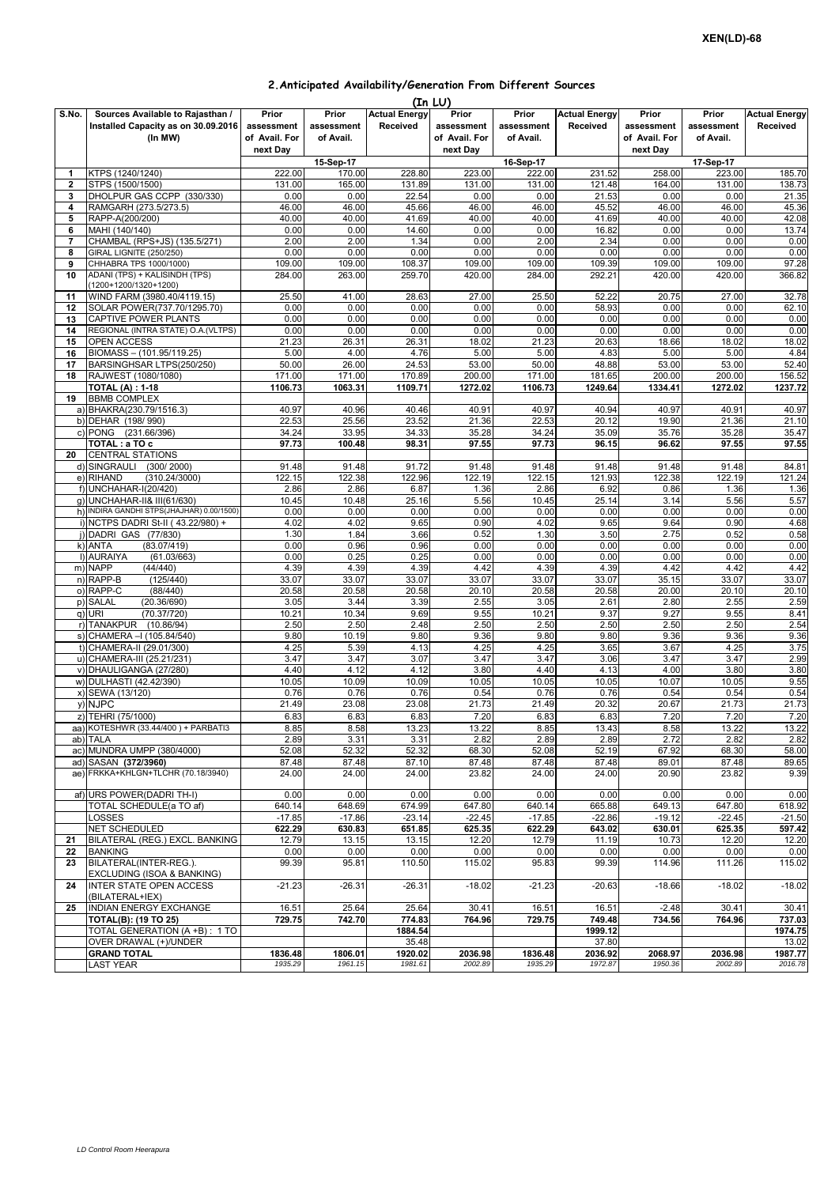XEN(LD)-68

## 2.Anticipated Availability/Generation From Different Sources

(In LU)

| S.No. | Sources Available to Rajasthan / Installed Capacity as on 30.09.2016 (In MW) | Prior assessment of Avail. For next Day | Prior assessment of Avail. | Actual Energy Received | Prior assessment of Avail. For next Day | Prior assessment of Avail. | Actual Energy Received | Prior assessment of Avail. For next Day | Prior assessment of Avail. | Actual Energy Received |
|---|---|---|---|---|---|---|---|---|---|---|
| | | 15-Sep-17 | | | 16-Sep-17 | | | 17-Sep-17 | | |
| 1 | KTPS (1240/1240) | 222.00 | 170.00 | 228.80 | 223.00 | 222.00 | 231.52 | 258.00 | 223.00 | 185.70 |
| 2 | STPS (1500/1500) | 131.00 | 165.00 | 131.89 | 131.00 | 131.00 | 121.48 | 164.00 | 131.00 | 138.73 |
| 3 | DHOLPUR GAS CCPP (330/330) | 0.00 | 0.00 | 22.54 | 0.00 | 0.00 | 21.53 | 0.00 | 0.00 | 21.35 |
| 4 | RAMGARH (273.5/273.5) | 46.00 | 46.00 | 45.66 | 46.00 | 46.00 | 45.52 | 46.00 | 46.00 | 45.36 |
| 5 | RAPP-A(200/200) | 40.00 | 40.00 | 41.69 | 40.00 | 40.00 | 41.69 | 40.00 | 40.00 | 42.08 |
| 6 | MAHI (140/140) | 0.00 | 0.00 | 14.60 | 0.00 | 0.00 | 16.82 | 0.00 | 0.00 | 13.74 |
| 7 | CHAMBAL (RPS+JS) (135.5/271) | 2.00 | 2.00 | 1.34 | 0.00 | 2.00 | 2.34 | 0.00 | 0.00 | 0.00 |
| 8 | GIRAL LIGNITE (250/250) | 0.00 | 0.00 | 0.00 | 0.00 | 0.00 | 0.00 | 0.00 | 0.00 | 0.00 |
| 9 | CHHABRA TPS 1000/1000) | 109.00 | 109.00 | 108.37 | 109.00 | 109.00 | 109.39 | 109.00 | 109.00 | 97.28 |
| 10 | ADANI (TPS) + KALISINDH (TPS) (1200+1200/1320+1200) | 284.00 | 263.00 | 259.70 | 420.00 | 284.00 | 292.21 | 420.00 | 420.00 | 366.82 |
| 11 | WIND FARM (3980.40/4119.15) | 25.50 | 41.00 | 28.63 | 27.00 | 25.50 | 52.22 | 20.75 | 27.00 | 32.78 |
| 12 | SOLAR POWER(737.70/1295.70) | 0.00 | 0.00 | 0.00 | 0.00 | 0.00 | 58.93 | 0.00 | 0.00 | 62.10 |
| 13 | CAPTIVE POWER PLANTS | 0.00 | 0.00 | 0.00 | 0.00 | 0.00 | 0.00 | 0.00 | 0.00 | 0.00 |
| 14 | REGIONAL (INTRA STATE) O.A.(VLTPS) | 0.00 | 0.00 | 0.00 | 0.00 | 0.00 | 0.00 | 0.00 | 0.00 | 0.00 |
| 15 | OPEN ACCESS | 21.23 | 26.31 | 26.31 | 18.02 | 21.23 | 20.63 | 18.66 | 18.02 | 18.02 |
| 16 | BIOMASS – (101.95/119.25) | 5.00 | 4.00 | 4.76 | 5.00 | 5.00 | 4.83 | 5.00 | 5.00 | 4.84 |
| 17 | BARSINGHSAR LTPS(250/250) | 50.00 | 26.00 | 24.53 | 53.00 | 50.00 | 48.88 | 53.00 | 53.00 | 52.40 |
| 18 | RAJWEST (1080/1080) | 171.00 | 171.00 | 170.89 | 200.00 | 171.00 | 181.65 | 200.00 | 200.00 | 156.52 |
| | **TOTAL (A) : 1-18** | **1106.73** | **1063.31** | **1109.71** | **1272.02** | **1106.73** | **1249.64** | **1334.41** | **1272.02** | **1237.72** |
| 19 | BBMB COMPLEX | | | | | | | | | |
| a) | BHAKRA(230.79/1516.3) | 40.97 | 40.96 | 40.46 | 40.91 | 40.97 | 40.94 | 40.97 | 40.91 | 40.97 |
| b) | DEHAR (198/ 990) | 22.53 | 25.56 | 23.52 | 21.36 | 22.53 | 20.12 | 19.90 | 21.36 | 21.10 |
| c) | PONG (231.66/396) | 34.24 | 33.95 | 34.33 | 35.28 | 34.24 | 35.09 | 35.76 | 35.28 | 35.47 |
| | **TOTAL : a TO c** | **97.73** | **100.48** | **98.31** | **97.55** | **97.73** | **96.15** | **96.62** | **97.55** | **97.55** |
| 20 | CENTRAL STATIONS | | | | | | | | | |
| d) | SINGRAULI (300/ 2000) | 91.48 | 91.48 | 91.72 | 91.48 | 91.48 | 91.48 | 91.48 | 91.48 | 84.81 |
| e) | RIHAND (310.24/3000) | 122.15 | 122.38 | 122.96 | 122.19 | 122.15 | 121.93 | 122.38 | 122.19 | 121.24 |
| f) | UNCHAHAR-I(20/420) | 2.86 | 2.86 | 6.87 | 1.36 | 2.86 | 6.92 | 0.86 | 1.36 | 1.36 |
| g) | UNCHAHAR-II& III(61/630) | 10.45 | 10.48 | 25.16 | 5.56 | 10.45 | 25.14 | 3.14 | 5.56 | 5.57 |
| h) | INDIRA GANDHI STPS(JHAJHAR) 0.00/1500) | 0.00 | 0.00 | 0.00 | 0.00 | 0.00 | 0.00 | 0.00 | 0.00 | 0.00 |
| i) | NCTPS DADRI St-II ( 43.22/980) + | 4.02 | 4.02 | 9.65 | 0.90 | 4.02 | 9.65 | 9.64 | 0.90 | 4.68 |
| j) | DADRI GAS (77/830) | 1.30 | 1.84 | 3.66 | 0.52 | 1.30 | 3.50 | 2.75 | 0.52 | 0.58 |
| k) | ANTA (83.07/419) | 0.00 | 0.96 | 0.96 | 0.00 | 0.00 | 0.00 | 0.00 | 0.00 | 0.00 |
| l) | AURAIYA (61.03/663) | 0.00 | 0.25 | 0.25 | 0.00 | 0.00 | 0.00 | 0.00 | 0.00 | 0.00 |
| m) | NAPP (44/440) | 4.39 | 4.39 | 4.39 | 4.42 | 4.39 | 4.39 | 4.42 | 4.42 | 4.42 |
| n) | RAPP-B (125/440) | 33.07 | 33.07 | 33.07 | 33.07 | 33.07 | 33.07 | 35.15 | 33.07 | 33.07 |
| o) | RAPP-C (88/440) | 20.58 | 20.58 | 20.58 | 20.10 | 20.58 | 20.58 | 20.00 | 20.10 | 20.10 |
| p) | SALAL (20.36/690) | 3.05 | 3.44 | 3.39 | 2.55 | 3.05 | 2.61 | 2.80 | 2.55 | 2.59 |
| q) | URI (70.37/720) | 10.21 | 10.34 | 9.69 | 9.55 | 10.21 | 9.37 | 9.27 | 9.55 | 8.41 |
| r) | TANAKPUR (10.86/94) | 2.50 | 2.50 | 2.48 | 2.50 | 2.50 | 2.50 | 2.50 | 2.50 | 2.54 |
| s) | CHAMERA –I (105.84/540) | 9.80 | 10.19 | 9.80 | 9.36 | 9.80 | 9.80 | 9.36 | 9.36 | 9.36 |
| t) | CHAMERA-II (29.01/300) | 4.25 | 5.39 | 4.13 | 4.25 | 4.25 | 3.65 | 3.67 | 4.25 | 3.75 |
| u) | CHAMERA-III (25.21/231) | 3.47 | 3.47 | 3.07 | 3.47 | 3.47 | 3.06 | 3.47 | 3.47 | 2.99 |
| v) | DHAULIGANGA (27/280) | 4.40 | 4.12 | 4.12 | 3.80 | 4.40 | 4.13 | 4.00 | 3.80 | 3.80 |
| w) | DULHASTI (42.42/390) | 10.05 | 10.09 | 10.09 | 10.05 | 10.05 | 10.05 | 10.07 | 10.05 | 9.55 |
| x) | SEWA (13/120) | 0.76 | 0.76 | 0.76 | 0.54 | 0.76 | 0.76 | 0.54 | 0.54 | 0.54 |
| y) | NJPC | 21.49 | 23.08 | 23.08 | 21.73 | 21.49 | 20.32 | 20.67 | 21.73 | 21.73 |
| z) | TEHRI (75/1000) | 6.83 | 6.83 | 6.83 | 7.20 | 6.83 | 6.83 | 7.20 | 7.20 | 7.20 |
| aa) | KOTESHWR (33.44/400 ) + PARBATI3 | 8.85 | 8.58 | 13.23 | 13.22 | 8.85 | 13.43 | 8.58 | 13.22 | 13.22 |
| ab) | TALA | 2.89 | 3.31 | 3.31 | 2.82 | 2.89 | 2.89 | 2.72 | 2.82 | 2.82 |
| ac) | MUNDRA UMPP (380/4000) | 52.08 | 52.32 | 52.32 | 68.30 | 52.08 | 52.19 | 67.92 | 68.30 | 58.00 |
| ad) | SASAN **(372/3960)** | 87.48 | 87.48 | 87.10 | 87.48 | 87.48 | 87.48 | 89.01 | 87.48 | 89.65 |
| ae) | FRKKA+KHLGN+TLCHR (70.18/3940) | 24.00 | 24.00 | 24.00 | 23.82 | 24.00 | 24.00 | 20.90 | 23.82 | 9.39 |
| af) | URS POWER(DADRI TH-I) | 0.00 | 0.00 | 0.00 | 0.00 | 0.00 | 0.00 | 0.00 | 0.00 | 0.00 |
| | TOTAL SCHEDULE(a TO af) | 640.14 | 648.69 | 674.99 | 647.80 | 640.14 | 665.88 | 649.13 | 647.80 | 618.92 |
| | LOSSES | -17.85 | -17.86 | -23.14 | -22.45 | -17.85 | -22.86 | -19.12 | -22.45 | -21.50 |
| | NET SCHEDULED | **622.29** | **630.83** | **651.85** | **625.35** | **622.29** | **643.02** | **630.01** | **625.35** | **597.42** |
| 21 | BILATERAL (REG.) EXCL. BANKING | 12.79 | 13.15 | 13.15 | 12.20 | 12.79 | 11.19 | 10.73 | 12.20 | 12.20 |
| 22 | BANKING | 0.00 | 0.00 | 0.00 | 0.00 | 0.00 | 0.00 | 0.00 | 0.00 | 0.00 |
| 23 | BILATERAL(INTER-REG.). EXCLUDING (ISOA & BANKING) | 99.39 | 95.81 | 110.50 | 115.02 | 95.83 | 99.39 | 114.96 | 111.26 | 115.02 |
| 24 | INTER STATE OPEN ACCESS (BILATERAL+IEX) | -21.23 | -26.31 | -26.31 | -18.02 | -21.23 | -20.63 | -18.66 | -18.02 | -18.02 |
| 25 | INDIAN ENERGY EXCHANGE | 16.51 | 25.64 | 25.64 | 30.41 | 16.51 | 16.51 | -2.48 | 30.41 | 30.41 |
| | **TOTAL(B): (19 TO 25)** | **729.75** | **742.70** | **774.83** | **764.96** | **729.75** | **749.48** | **734.56** | **764.96** | **737.03** |
| | TOTAL GENERATION (A +B) : 1 TO | | | **1884.54** | | | **1999.12** | | | **1974.75** |
| | OVER DRAWAL (+)/UNDER | | | 35.48 | | | 37.80 | | | 13.02 |
| | **GRAND TOTAL** | **1836.48** | **1806.01** | **1920.02** | **2036.98** | **1836.48** | **2036.92** | **2068.97** | **2036.98** | **1987.77** |
| | LAST YEAR | *1935.29* | *1961.15* | *1981.61* | *2002.89* | *1935.29* | *1972.87* | *1950.36* | *2002.89* | *2016.78* |

*LD Control Room Heerapura*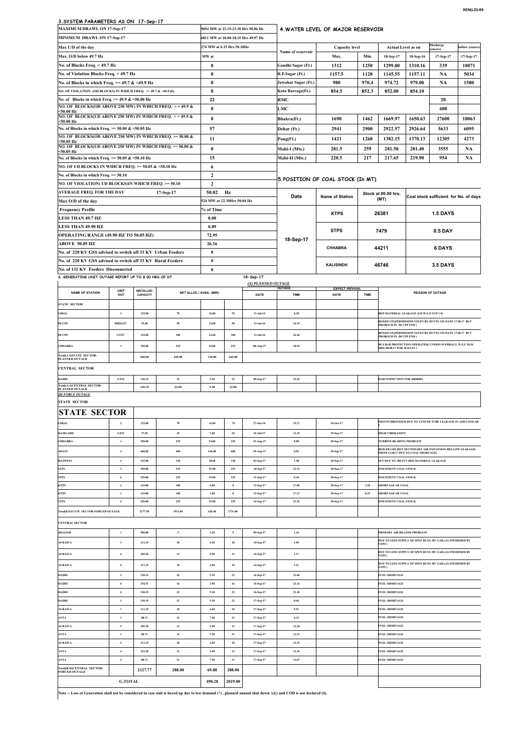## 3.SYSTEM PARAMETERS AS ON 17-Sep-17

| | |
|---|---|
| MAXIMUM DRAWL ON 17-Sep-17 | 9054 MW at 23.15-23.30 Hrs 50.06 Hz |
| MINIMUM DRAWL ON 17-Sep-17 | 6811 MW at 18.00-18.15 Hrs 49.97 Hz |
| Max U/D of the day | 274 MW at 6.15 Hrs 50.18Hz |
| Max. O/D below 49.7 Hz | MW at |
| No. of Blocks Freq. < 49.7 Hz | 0 |
| No. of Violation Blocks Freq. < 49.7 Hz | 0 |
| No. of Blocks in which Freq. >= 49.7 & <49.9 Hz | 0 |
| NO. OF VIOLATION (OD BLOCKS) IN WHICH FREQ. >= 49.7 & <49.9 Hz | 0 |
| No. of Blocks in which Freq. >= 49.9 & <50.00 Hz | 22 |
| NO. OF BLOCKS(OD ABOVE 250 MW) IN WHICH FREQ. > = 49.9 & <50.00 Hz | 0 |
| NO. OF BLOCKS(UD ABOVE 250 MW) IN WHICH FREQ. > = 49.9 & <50.00 Hz | 0 |
| No. of Blocks in which Freq. >= 50.00 & <50.05 Hz | 57 |
| NO. OF BLOCKS(OD ABOVE 250 MW) IN WHICH FREQ. >= 50.00 & <50.05 Hz | 11 |
| NO. OF BLOCKS(UD ABOVE 250 MW) IN WHICH FREQ. >= 50.00 & <50.05 Hz | 0 |
| No. of Blocks in which Freq. >= 50.05 & <50.10 Hz | 15 |
| NO. OF UD BLOCKS IN WHICH FREQ. >= 50.05 & <50.10 Hz | 6 |
| No. of Blocks in which Freq. >= 50.10 | 2 |
| NO. OF VIOLATION( UD BLOCKS)IN WHICH FREQ. >= 50.10 | 2 |
| AVERAGE FREQ. FOR THE DAY 17-Sep-17 | 50.02 Hz |
| Max O/D of the day | 524 MW at 22.30Hrs 50.04 Hz |
| Frequency Profile | % of Time |
| LESS THAN 49.7 HZ | 0.00 |
| LESS THAN 49.90 HZ | 0.89 |
| OPERATING RANGE (49.90 HZ TO 50.05 HZ) | 72.95 |
| ABOVE 50.05 HZ | 26.16 |
| No. of 220 KV GSS advised to switch off 33 KV Urban Feeders | 0 |
| No. of 220 KV GSS advised to switch off 33 KV Rural Feeders | 0 |
| No. of 132 KV Feeders Disconnected | 0 |

## 4.WATER LEVEL OF MAJOR RESERVOIR

| Name of reservoir | Capacity level | | Actual Level as on | | Discharge (cusecs) | Inflow (cusecs) |
|---|---|---|---|---|---|---|
| | Max. | Min. | 18-Sep-17 | 18-Sep-16 | 17-Sep-17 | 17-Sep-17 |
| Gandhi Sagar (Ft.) | 1312 | 1250 | 1299.80 | 1310.16 | 339 | 10071 |
| R.P.Sagar (Ft.) | 1157.5 | 1128 | 1145.55 | 1157.11 | NA | 5034 |
| Jawahar Sagar (Ft.) | 980 | 970.4 | 974.72 | 979.00 | NA | 1580 |
| Kota Barrage(Ft.) | 854.5 | 852.3 | 852.00 | 854.10 | | |
| RMC | | | | | 20 | |
| LMC | | | | | 400 | |
| Bhakra(Ft.) | 1690 | 1462 | 1669.97 | 1650.63 | 27600 | 18063 |
| Dehar (Ft.) | 2941 | 2900 | 2922.57 | 2926.64 | 5633 | 6095 |
| Pong(Ft.) | 1421 | 1260 | 1382.15 | 1370.13 | 12305 | 4273 |
| Mahi-I (Mts.) | 281.5 | 259 | 281.50 | 281.40 | 3555 | NA |
| Mahi-II (Mts.) | 220.5 | 217 | 217.65 | 219.90 | 954 | NA |

## 5.POSITION OF COAL STOCK (In MT)

| Date | Name of Station | Stock at 00.00 hrs. (MT) | Coal stock sufficient for No. of days |
|---|---|---|---|
| 18-Sep-17 | KTPS | 26381 | 1.5 DAYS |
| | STPS | 7479 | 0.5 DAY |
| | CHHABRA | 44211 | 6 DAYS |
| | KALISINDH | 46746 | 3.5 DAYS |

## 6. GENERATING UNIT OUTAGE REPORT UP TO 8.00 HRS OF DT. 18-Sep-17

*(A) PLANNED OUTAGE*

| NAME OF STATION | UNIT OUT | INSTALLED CAPACITY | NET ALLOC./ AVAIL. (MW) | | | OUTAGE DATE | OUTAGE TIME | EXPECT./REVIVAL DATE | TIME | REASON OF OUTAGE |
|---|---|---|---|---|---|---|---|---|---|---|
| **STATE SECTOR** | | | | | | | | | | |
| GIRAL | 1 | 125.00 | 70 | 16.80 | 70 | 11-Jul-14 | 8.20 | | | BED MATERIAL LEAKAGE (S/D W.E.F.15.07.14) |
| DCCPP | HRSG#2* | 55.00 | 50 | 24.00 | 50 | 13-Jul-16 | 16.35 | | | BOXED UP(PERMISSION GIVEN BY RUVNL ON DATE 17.08.17 BUT PROBLEM IN DCCPP END ) |
| DCCPP | GT#2* | 110.00 | 100 | 24.00 | 100 | 13-Jul-16 | 16.40 | | | BOXED UP(PERMISSION GIVEN BY RUVNL ON DATE 17.08.17 BUT PROBLEM IN DCCPP END ) |
| CHHABRA | 3 | 250.00 | 225 | 54.00 | 225 | 08-Aug-17 | 18.56 | | | BUS BAR PROTECTION OPERATED( UNDER OVERHAUL W.E.F 18.56 HRS./08.08.17 FOR 30 DAYS ) |
| Total(A I)STATE SECTOR-PLANNED OUTAGE | | 540.00 | 445.00 | 118.80 | 445.00 | | | | | |
| **CENTRAL SECTOR** | | | | | | | | | | |
| DADRI | GT#2 | 130.19 | 22 | 5.30 | 22 | 09-Sep-17 | 23.45 | | | EOH INSPECTION FOR 4000HRS |
| Total(A-I)CENTRAL SECTOR-PLANNED OUTAGE | | 130.19 | 22.00 | 5.30 | 22.00 | | | | | |
| *(B) FORCE OUTAGE* | | | | | | | | | | |
| **STATE SECTOR** | | | | | | | | | | |
| GIRAL | 2 | 125.00 | 70 | 16.80 | 70 | 27-Jan-16 | 15.27 | 16-Oct-17 | | DESYNCHRONIZED DUE TO ATTEND TUBE LEAKAGE IN ASH COOLAR-I |
| RAMGARH | GT#1 | 37.50 | 29 | 7.00 | 29 | 01-Jul-17 | 12.19 | 19-Sep-17 | | HIGH VIBERATION |
| CHHABRA | 1 | 250.00 | 225 | 54.00 | 225 | 15-Aug-17 | 8.00 | 18-Sep-17 | | TURBINE BEARING PROBLEM |
| ADANI | 2 | 660.00 | 600 | 144.00 | 600 | 19-Aug-17 | 6.02 | 18-Sep-17 | | BOILER LHS HOT SECONDARY AIR EXPANSION BELLOW LEAKAGE( FROM 21.08.17 DUE TO COAL SHORTAGE) |
| RAJWEST | 4 | 135.00 | 120 | 28.68 | 120 | 03-Sep-17 | 1.58 | 18-Sep-17 | | S/T DUE TO HEAVY BED MATERIAL LEAKAGE |
| STPS | 3 | 250.00 | 229 | 55.00 | 229 | 10-Sep-17 | 22.15 | 18-Sep-17 | | INSUFFIENT COAL STOCK |
| STPS | 6 | 250.00 | 229 | 55.00 | 229 | 11-Sep-17 | 0.10 | 18-Sep-17 | | INSUFFIENT COAL STOCK |
| KTPS | 2 | 110.00 | 100 | 4.00 | 0 | 12-Sep-17 | 17.00 | 18-Sep-17 | 3.28 | SHORTAGE OF COAL |
| KTPS | 1 | 110.00 | 100 | 1.00 | 0 | 12-Sep-17 | 17.27 | 18-Sep-17 | 0.29 | SHORTAGE OF COAL |
| STPS | 4 | 250.00 | 229 | 55.00 | 229 | 14-Sep-17 | 23.56 | 18-Sep-17 | | INSUFFIENT COAL STOCK |
| Total(B I)STATE SECTOR-FORCED OUTAGE | | 2177.50 | 1931.00 | 420.48 | 1731.00 | | | | | |
| **CENTRAL SECTOR** | | | | | | | | | | |
| JHAJJAR | 1 | 500.00 | 5 | 1.20 | 5 | 09-Sep-17 | 1.16 | | | PRIMARY AIR HEATER PROBLEM |
| AURAIYA | 3 | 111.19 | 18 | 4.40 | 18 | 14-Sep-17 | 1.09 | | | DUE TO LESS SUPPLY OF SPOT RLNG BY GAIL(AS INFORMED BY NTPC) |
| AURAIYA | 6 | 109.30 | 12 | 2.90 | 12 | 14-Sep-17 | 1.17 | | | DUE TO LESS SUPPLY OF SPOT RLNG BY GAIL(AS INFORMED BY NTPC) |
| AURAIYA | 4 | 111.19 | 18 | 4.40 | 18 | 14-Sep-17 | 1.21 | | | DUE TO LESS SUPPLY OF SPOT RLNG BY GAIL(AS INFORMED BY NTPC) |
| DADRI | 3 | 130.19 | 22 | 5.30 | 22 | 16-Sep-17 | 23.00 | | | FUEL SHORTAGE |
| DADRI | 6 | 154.51 | 16 | 3.90 | 16 | 16-Sep-17 | 23.16 | | | FUEL SHORTAGE |
| DADRI | 4 | 130.19 | 22 | 5.30 | 22 | 16-Sep-17 | 23.30 | | | FUEL SHORTAGE |
| DADRI | 1 | 130.19 | 22 | 5.30 | 22 | 17-Sep-17 | 0.06 | | | FUEL SHORTAGE |
| AURAIYA | 1 | 111.19 | 18 | 4.40 | 18 | 17-Sep-17 | 5.51 | | | FUEL SHORTAGE |
| ANTA | 3 | 88.71 | 31 | 7.50 | 31 | 17-Sep-17 | 6.19 | | | FUEL SHORTAGE |
| AURAIYA | 5 | 109.30 | 12 | 2.90 | 12 | 17-Sep-17 | 12.28 | | | FUEL SHORTAGE |
| ANTA | 1 | 88.71 | 31 | 7.50 | 31 | 17-Sep-17 | 12.32 | | | FUEL SHORTAGE |
| AURAIYA | 2 | 111.19 | 18 | 4.40 | 18 | 17-Sep-17 | 12.35 | | | FUEL SHORTAGE |
| ANTA | 4 | 153.20 | 12 | 2.90 | 12 | 17-Sep-17 | 12.36 | | | FUEL SHORTAGE |
| ANTA | 2 | 88.71 | 31 | 7.50 | 31 | 17-Sep-17 | 13.07 | | | FUEL SHORTAGE |
| Total(B II)CENTRAL SECTOR-FORCED OUTAGE | | 2127.77 | 288.00 | 69.80 | 288.00 | | | | | |
| G.TOTAL | | | | 490.28 | 2019.00 | | | | | |

Note :- Loss of Generation shall not be considered in case unit is boxed up due to low demand (*) , planned annual shut down (@) and COD is not declared ($).